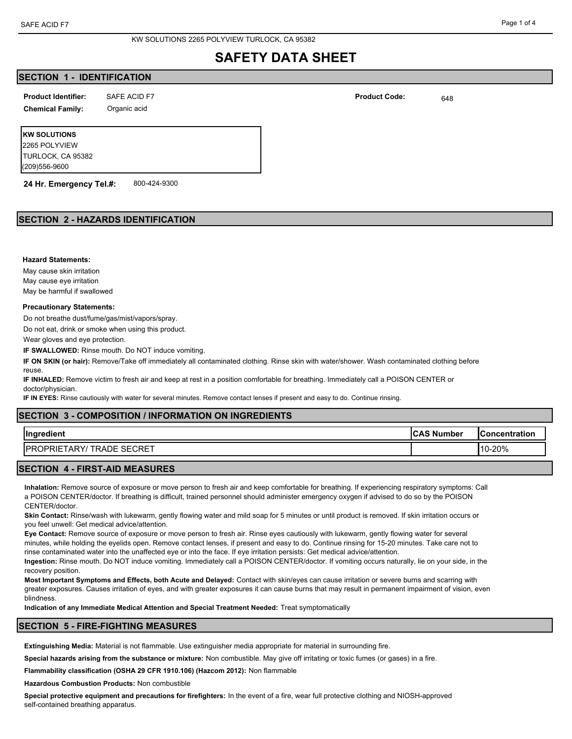KW SOLUTIONS 2265 POLYVIEW TURLOCK, CA 95382

# SAFETY DATA SHEET

## SECTION 1 - IDENTIFICATION

**Product Identifier:** SAFE ACID F7

**Chemical Family:** Organic acid

**Product Code:** 648

**KW SOLUTIONS**
2265 POLYVIEW
TURLOCK, CA 95382
(209)556-9600

**24 Hr. Emergency Tel.#:** 800-424-9300

## SECTION 2 - HAZARDS IDENTIFICATION

**Hazard Statements:**

May cause skin irritation
May cause eye irritation
May be harmful if swallowed

**Precautionary Statements:**

Do not breathe dust/fume/gas/mist/vapors/spray.

Do not eat, drink or smoke when using this product.

Wear gloves and eye protection.

**IF SWALLOWED:** Rinse mouth. Do NOT induce vomiting.

**IF ON SKIN (or hair):** Remove/Take off immediately all contaminated clothing. Rinse skin with water/shower. Wash contaminated clothing before reuse.

**IF INHALED:** Remove victim to fresh air and keep at rest in a position comfortable for breathing. Immediately call a POISON CENTER or doctor/physician.

**IF IN EYES:** Rinse cautiously with water for several minutes. Remove contact lenses if present and easy to do. Continue rinsing.

## SECTION 3 - COMPOSITION / INFORMATION ON INGREDIENTS

| Ingredient | CAS Number | Concentration |
|---|---|---|
| PROPRIETARY/ TRADE SECRET | | 10-20% |

## SECTION 4 - FIRST-AID MEASURES

**Inhalation:** Remove source of exposure or move person to fresh air and keep comfortable for breathing. If experiencing respiratory symptoms: Call a POISON CENTER/doctor. If breathing is difficult, trained personnel should administer emergency oxygen if advised to do so by the POISON CENTER/doctor.

**Skin Contact:** Rinse/wash with lukewarm, gently flowing water and mild soap for 5 minutes or until product is removed. If skin irritation occurs or you feel unwell: Get medical advice/attention.

**Eye Contact:** Remove source of exposure or move person to fresh air. Rinse eyes cautiously with lukewarm, gently flowing water for several minutes, while holding the eyelids open. Remove contact lenses, if present and easy to do. Continue rinsing for 15-20 minutes. Take care not to rinse contaminated water into the unaffected eye or into the face. If eye irritation persists: Get medical advice/attention.

**Ingestion:** Rinse mouth. Do NOT induce vomiting. Immediately call a POISON CENTER/doctor. If vomiting occurs naturally, lie on your side, in the recovery position.

**Most Important Symptoms and Effects, both Acute and Delayed:** Contact with skin/eyes can cause irritation or severe burns and scarring with greater exposures. Causes irritation of eyes, and with greater exposures it can cause burns that may result in permanent impairment of vision, even blindness.

**Indication of any Immediate Medical Attention and Special Treatment Needed:** Treat symptomatically

## SECTION 5 - FIRE-FIGHTING MEASURES

**Extinguishing Media:** Material is not flammable. Use extinguisher media appropriate for material in surrounding fire.

**Special hazards arising from the substance or mixture:** Non combustible. May give off irritating or toxic fumes (or gases) in a fire.

**Flammability classification (OSHA 29 CFR 1910.106) (Hazcom 2012):** Non flammable

**Hazardous Combustion Products:** Non combustible

**Special protective equipment and precautions for firefighters:** In the event of a fire, wear full protective clothing and NIOSH-approved self-contained breathing apparatus.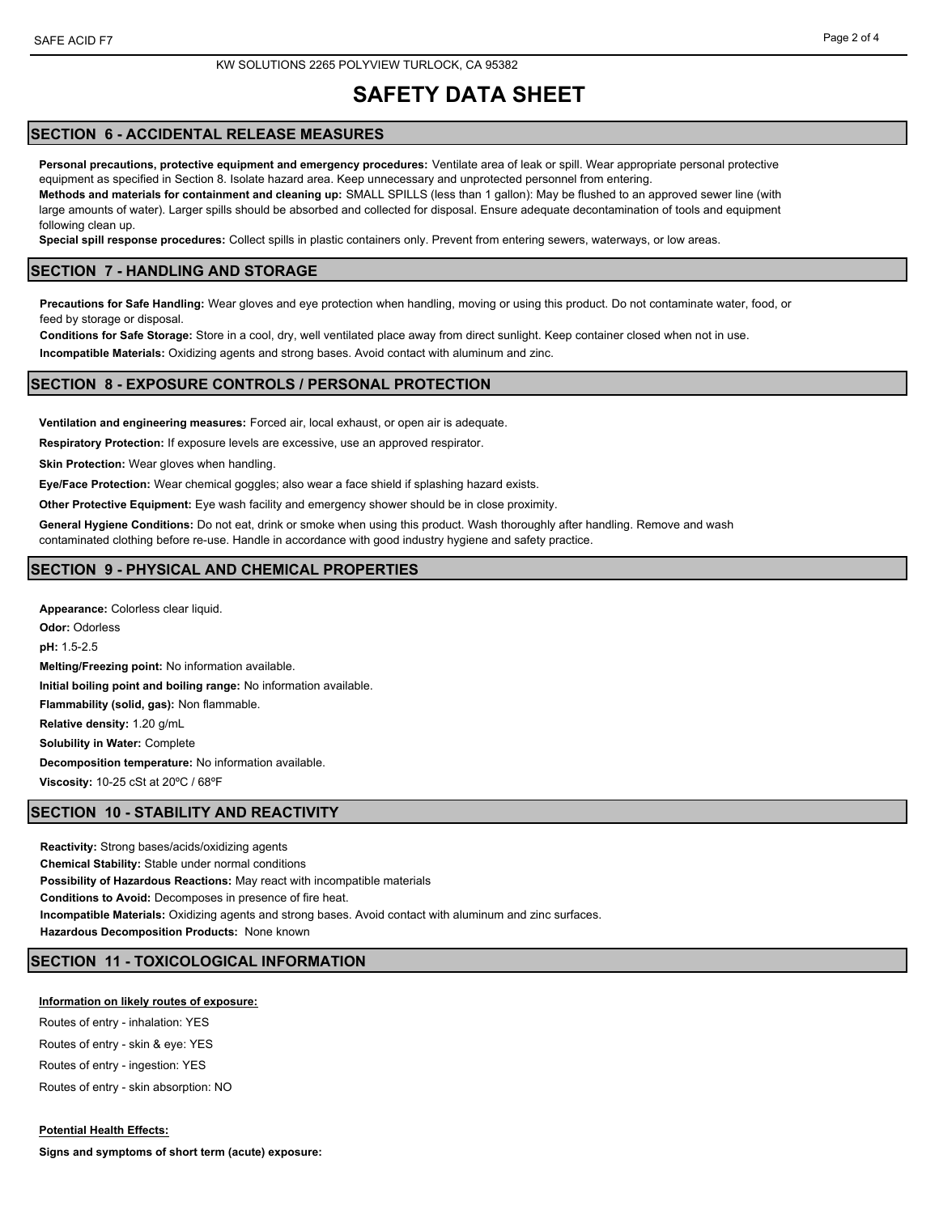KW SOLUTIONS 2265 POLYVIEW TURLOCK, CA 95382

# SAFETY DATA SHEET

## SECTION 6 - ACCIDENTAL RELEASE MEASURES

**Personal precautions, protective equipment and emergency procedures:** Ventilate area of leak or spill. Wear appropriate personal protective equipment as specified in Section 8. Isolate hazard area. Keep unnecessary and unprotected personnel from entering.

**Methods and materials for containment and cleaning up:** SMALL SPILLS (less than 1 gallon): May be flushed to an approved sewer line (with large amounts of water). Larger spills should be absorbed and collected for disposal. Ensure adequate decontamination of tools and equipment following clean up.

**Special spill response procedures:** Collect spills in plastic containers only. Prevent from entering sewers, waterways, or low areas.

## SECTION 7 - HANDLING AND STORAGE

**Precautions for Safe Handling:** Wear gloves and eye protection when handling, moving or using this product. Do not contaminate water, food, or feed by storage or disposal.

**Conditions for Safe Storage:** Store in a cool, dry, well ventilated place away from direct sunlight. Keep container closed when not in use.

**Incompatible Materials:** Oxidizing agents and strong bases. Avoid contact with aluminum and zinc.

## SECTION 8 - EXPOSURE CONTROLS / PERSONAL PROTECTION

**Ventilation and engineering measures:** Forced air, local exhaust, or open air is adequate.

**Respiratory Protection:** If exposure levels are excessive, use an approved respirator.

**Skin Protection:** Wear gloves when handling.

**Eye/Face Protection:** Wear chemical goggles; also wear a face shield if splashing hazard exists.

**Other Protective Equipment:** Eye wash facility and emergency shower should be in close proximity.

**General Hygiene Conditions:** Do not eat, drink or smoke when using this product. Wash thoroughly after handling. Remove and wash contaminated clothing before re-use. Handle in accordance with good industry hygiene and safety practice.

## SECTION 9 - PHYSICAL AND CHEMICAL PROPERTIES

**Appearance:** Colorless clear liquid.

**Odor:** Odorless

**pH:** 1.5-2.5

**Melting/Freezing point:** No information available.

**Initial boiling point and boiling range:** No information available.

**Flammability (solid, gas):** Non flammable.

**Relative density:** 1.20 g/mL

**Solubility in Water:** Complete

**Decomposition temperature:** No information available.

**Viscosity:** 10-25 cSt at 20ºC / 68ºF

## SECTION 10 - STABILITY AND REACTIVITY

**Reactivity:** Strong bases/acids/oxidizing agents

**Chemical Stability:** Stable under normal conditions

**Possibility of Hazardous Reactions:** May react with incompatible materials

**Conditions to Avoid:** Decomposes in presence of fire heat.

**Incompatible Materials:** Oxidizing agents and strong bases. Avoid contact with aluminum and zinc surfaces.

**Hazardous Decomposition Products:** None known

## SECTION 11 - TOXICOLOGICAL INFORMATION

**Information on likely routes of exposure:**

Routes of entry - inhalation: YES

Routes of entry - skin & eye: YES

Routes of entry - ingestion: YES

Routes of entry - skin absorption: NO

**Potential Health Effects:**

**Signs and symptoms of short term (acute) exposure:**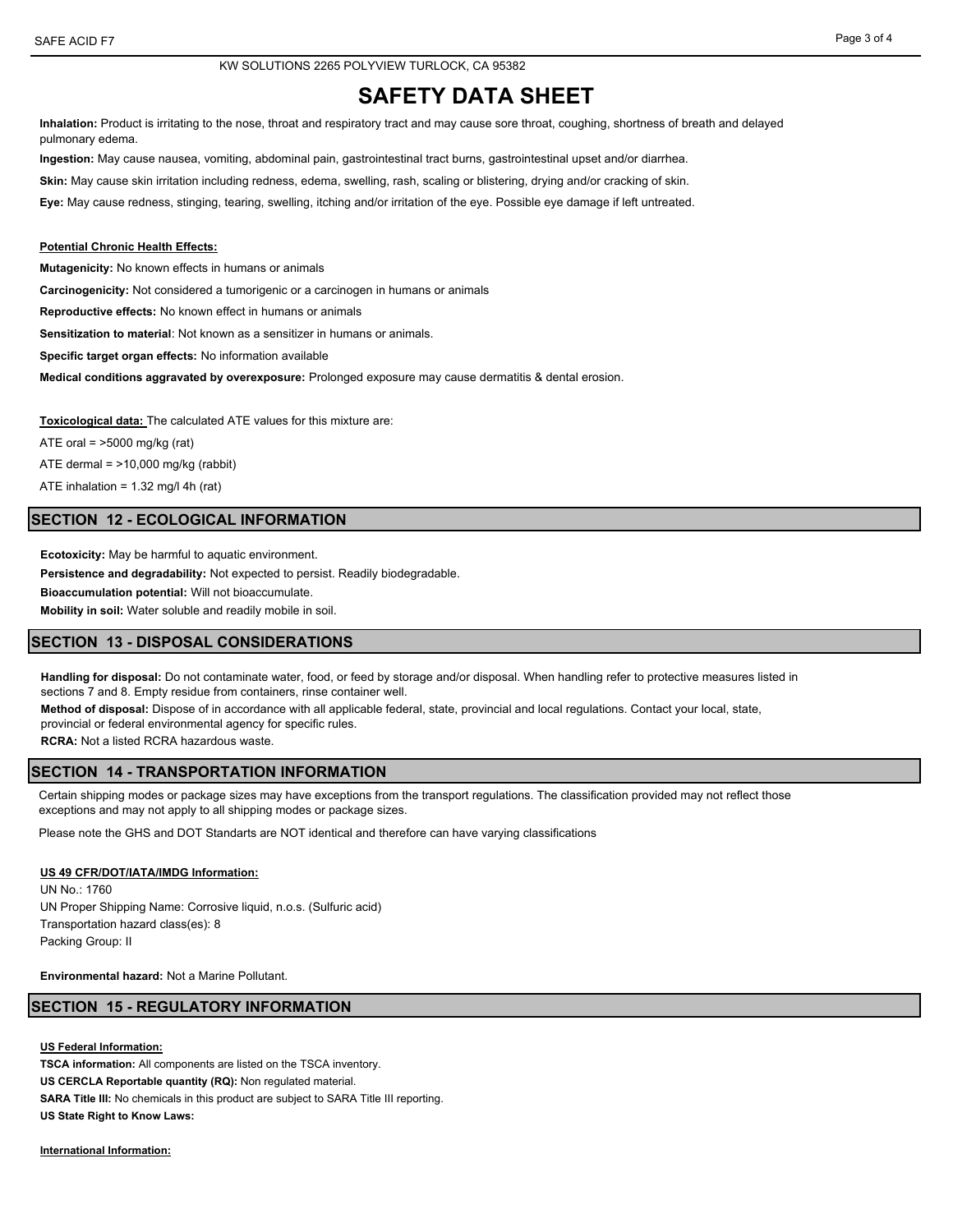KW SOLUTIONS 2265 POLYVIEW TURLOCK, CA 95382

# SAFETY DATA SHEET

**Inhalation:** Product is irritating to the nose, throat and respiratory tract and may cause sore throat, coughing, shortness of breath and delayed pulmonary edema.

**Ingestion:** May cause nausea, vomiting, abdominal pain, gastrointestinal tract burns, gastrointestinal upset and/or diarrhea.

**Skin:** May cause skin irritation including redness, edema, swelling, rash, scaling or blistering, drying and/or cracking of skin.

**Eye:** May cause redness, stinging, tearing, swelling, itching and/or irritation of the eye. Possible eye damage if left untreated.

**Potential Chronic Health Effects:**

**Mutagenicity:** No known effects in humans or animals

**Carcinogenicity:** Not considered a tumorigenic or a carcinogen in humans or animals

**Reproductive effects:** No known effect in humans or animals

**Sensitization to material**: Not known as a sensitizer in humans or animals.

**Specific target organ effects:** No information available

**Medical conditions aggravated by overexposure:** Prolonged exposure may cause dermatitis & dental erosion.

**Toxicological data:** The calculated ATE values for this mixture are:

ATE oral = >5000 mg/kg (rat)

ATE dermal = >10,000 mg/kg (rabbit)

ATE inhalation = 1.32 mg/l 4h (rat)

## SECTION 12 - ECOLOGICAL INFORMATION

**Ecotoxicity:** May be harmful to aquatic environment.

**Persistence and degradability:** Not expected to persist. Readily biodegradable.

**Bioaccumulation potential:** Will not bioaccumulate.

**Mobility in soil:** Water soluble and readily mobile in soil.

## SECTION 13 - DISPOSAL CONSIDERATIONS

**Handling for disposal:** Do not contaminate water, food, or feed by storage and/or disposal. When handling refer to protective measures listed in sections 7 and 8. Empty residue from containers, rinse container well.

**Method of disposal:** Dispose of in accordance with all applicable federal, state, provincial and local regulations. Contact your local, state, provincial or federal environmental agency for specific rules.

**RCRA:** Not a listed RCRA hazardous waste.

## SECTION 14 - TRANSPORTATION INFORMATION

Certain shipping modes or package sizes may have exceptions from the transport regulations. The classification provided may not reflect those exceptions and may not apply to all shipping modes or package sizes.

Please note the GHS and DOT Standarts are NOT identical and therefore can have varying classifications

**US 49 CFR/DOT/IATA/IMDG Information:**

UN No.: 1760
UN Proper Shipping Name: Corrosive liquid, n.o.s. (Sulfuric acid)
Transportation hazard class(es): 8
Packing Group: II

**Environmental hazard:** Not a Marine Pollutant.

## SECTION 15 - REGULATORY INFORMATION

**US Federal Information:**

**TSCA information:** All components are listed on the TSCA inventory.

**US CERCLA Reportable quantity (RQ):** Non regulated material.

**SARA Title III:** No chemicals in this product are subject to SARA Title III reporting.

**US State Right to Know Laws:**

**International Information:**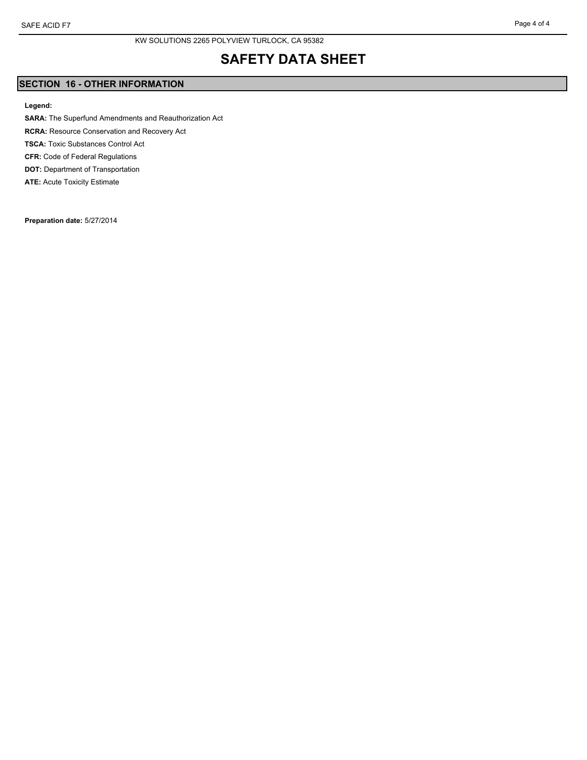# SAFETY DATA SHEET

## SECTION 16 - OTHER INFORMATION

**Legend:**

**SARA:** The Superfund Amendments and Reauthorization Act

**RCRA:** Resource Conservation and Recovery Act

**TSCA:** Toxic Substances Control Act

**CFR:** Code of Federal Regulations

**DOT:** Department of Transportation

**ATE:** Acute Toxicity Estimate

**Preparation date:** 5/27/2014